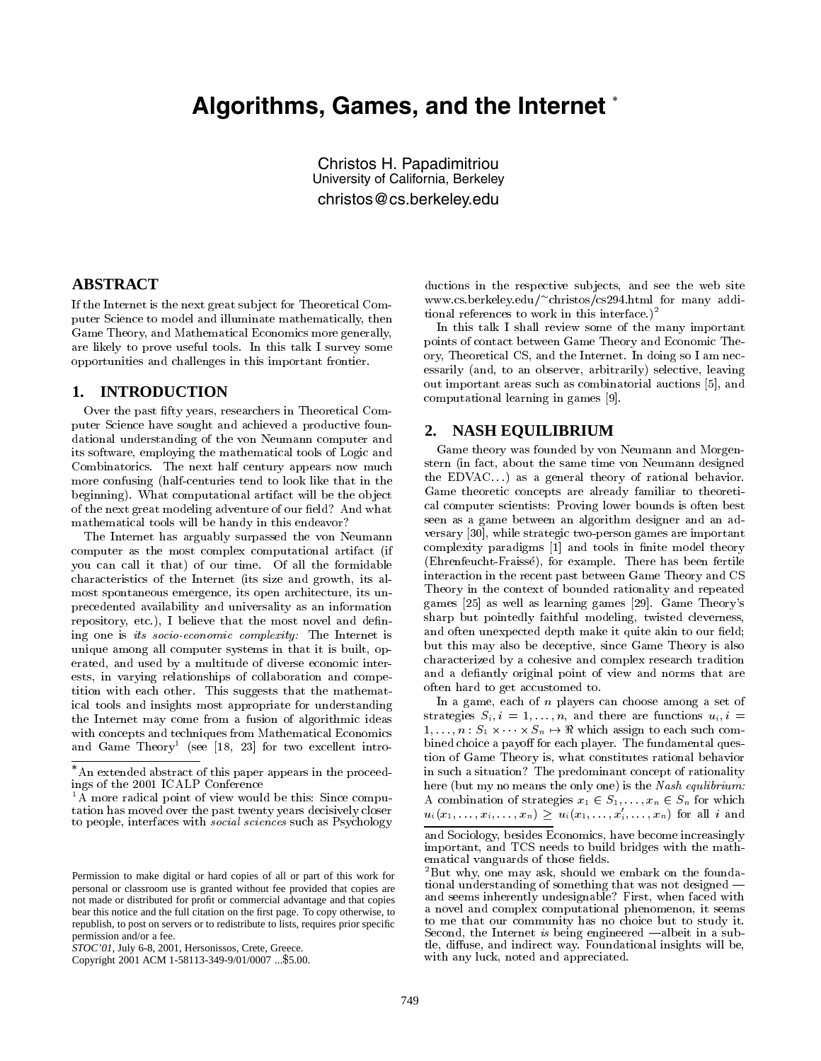# Algorithms, Games, and the Internet [*]

Christos H. Papadimitriou
University of California, Berkeley
christos@cs.berkeley.edu

## ABSTRACT

If the Internet is the next great subject for Theoretical Computer Science to model and illuminate mathematically, then Game Theory, and Mathematical Economics more generally, are likely to prove useful tools. In this talk I survey some opportunities and challenges in this important frontier.

## 1. INTRODUCTION

Over the past fifty years, researchers in Theoretical Computer Science have sought and achieved a productive foundational understanding of the von Neumann computer and its software, employing the mathematical tools of Logic and Combinatorics. The next half century appears now much more confusing (half-centuries tend to look like that in the beginning). What computational artifact will be the object of the next great modeling adventure of our field? And what mathematical tools will be handy in this endeavor?

The Internet has arguably surpassed the von Neumann computer as the most complex computational artifact (if you can call it that) of our time. Of all the formidable characteristics of the Internet (its size and growth, its almost spontaneous emergence, its open architecture, its unprecedented availability and universality as an information repository, etc.), I believe that the most novel and defining one is *its socio-economic complexity:* The Internet is unique among all computer systems in that it is built, operated, and used by a multitude of diverse economic interests, in varying relationships of collaboration and competition with each other. This suggests that the mathematical tools and insights most appropriate for understanding the Internet may come from a fusion of algorithmic ideas with concepts and techniques from Mathematical Economics and Game Theory[1] (see [18, 23] for two excellent introductions in the respective subjects, and see the web site www.cs.berkeley.edu/~christos/cs294.html for many additional references to work in this interface.)[2]

In this talk I shall review some of the many important points of contact between Game Theory and Economic Theory, Theoretical CS, and the Internet. In doing so I am necessarily (and, to an observer, arbitrarily) selective, leaving out important areas such as combinatorial auctions [5], and computational learning in games [9].

## 2. NASH EQUILIBRIUM

Game theory was founded by von Neumann and Morgenstern (in fact, about the same time von Neumann designed the EDVAC...) as a general theory of rational behavior. Game theoretic concepts are already familiar to theoretical computer scientists: Proving lower bounds is often best seen as a game between an algorithm designer and an adversary [30], while strategic two-person games are important complexity paradigms [1] and tools in finite model theory (Ehrenfeucht-Fraissé), for example. There has been fertile interaction in the recent past between Game Theory and CS Theory in the context of bounded rationality and repeated games [25] as well as learning games [29]. Game Theory's sharp but pointedly faithful modeling, twisted cleverness, and often unexpected depth make it quite akin to our field; but this may also be deceptive, since Game Theory is also characterized by a cohesive and complex research tradition and a defiantly original point of view and norms that are often hard to get accustomed to.

In a game, each of $n$ players can choose among a set of strategies $S_i, i = 1, \ldots, n$, and there are functions $u_i, i = 1, \ldots, n : S_1 \times \cdots \times S_n \mapsto \Re$ which assign to each such combined choice a payoff for each player. The fundamental question of Game Theory is, what constitutes rational behavior in such a situation? The predominant concept of rationality here (but my no means the only one) is the *Nash equlibrium:* A combination of strategies $x_1 \in S_1, \ldots, x_n \in S_n$ for which $u_i(x_1, \ldots, x_i, \ldots, x_n) \geq u_i(x_1, \ldots, x_i', \ldots, x_n)$ for all $i$ and

[*] An extended abstract of this paper appears in the proceedings of the 2001 ICALP Conference

[1] A more radical point of view would be this: Since computation has moved over the past twenty years decisively closer to people, interfaces with *social sciences* such as Psychology and Sociology, besides Economics, have become increasingly important, and TCS needs to build bridges with the mathematical vanguards of those fields.

[2] But why, one may ask, should we embark on the foundational understanding of something that was not designed — and seems inherently undesignable? First, when faced with a novel and complex computational phenomenon, it seems to me that our community has no choice but to study it. Second, the Internet *is* being engineered —albeit in a subtle, diffuse, and indirect way. Foundational insights will be, with any luck, noted and appreciated.

Permission to make digital or hard copies of all or part of this work for personal or classroom use is granted without fee provided that copies are not made or distributed for profit or commercial advantage and that copies bear this notice and the full citation on the first page. To copy otherwise, to republish, to post on servers or to redistribute to lists, requires prior specific permission and/or a fee.
*STOC'01,* July 6-8, 2001, Hersonissos, Crete, Greece.
Copyright 2001 ACM 1-58113-349-9/01/0007 ...$5.00.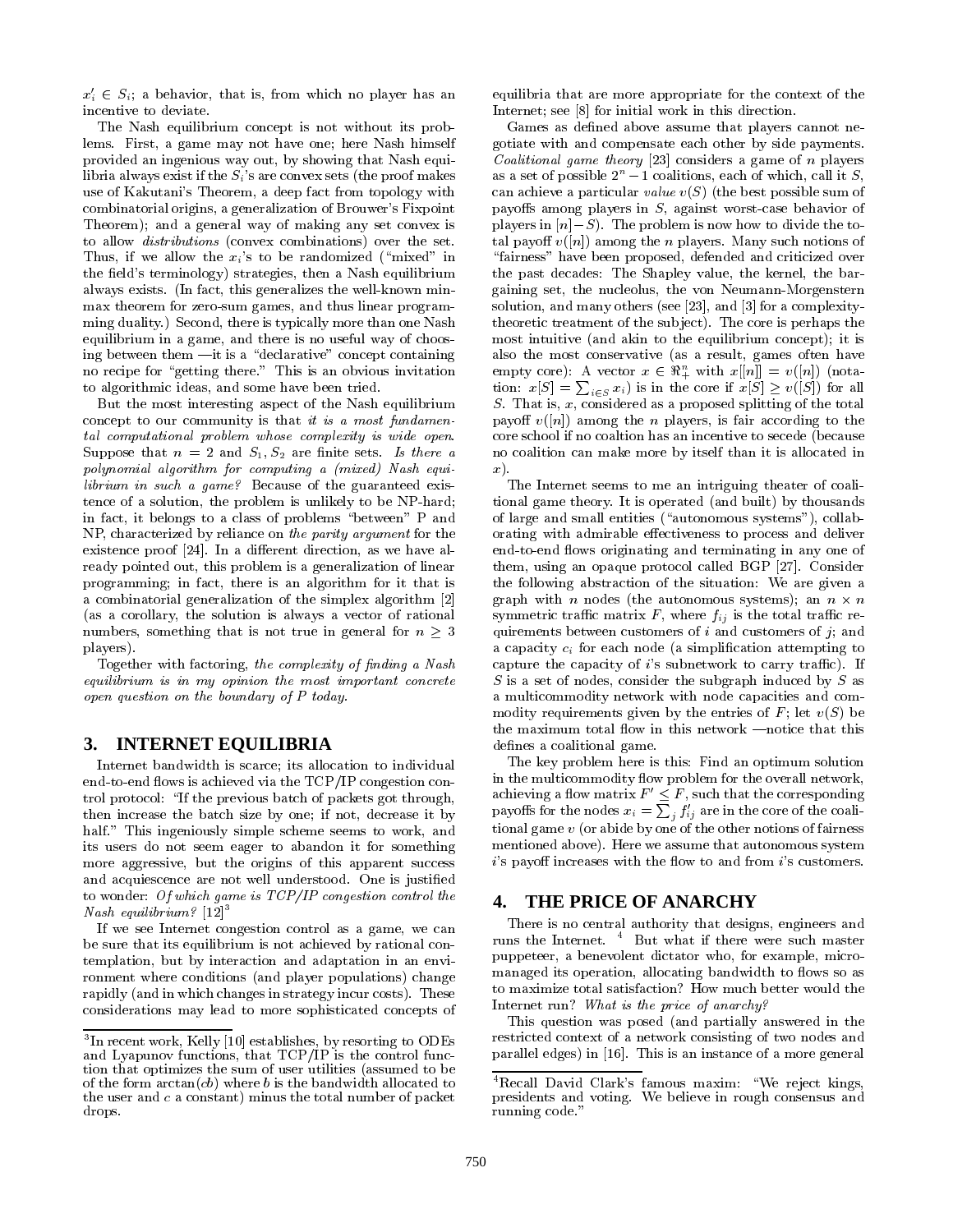$x_i' \in S_i$; a behavior, that is, from which no player has an incentive to deviate.

The Nash equilibrium concept is not without its problems. First, a game may not have one; here Nash himself provided an ingenious way out, by showing that Nash equilibria always exist if the $S_i$'s are convex sets (the proof makes use of Kakutani's Theorem, a deep fact from topology with combinatorial origins, a generalization of Brouwer's Fixpoint Theorem); and a general way of making any set convex is to allow *distributions* (convex combinations) over the set. Thus, if we allow the $x_i$'s to be randomized ("mixed" in the field's terminology) strategies, then a Nash equilibrium always exists. (In fact, this generalizes the well-known minmax theorem for zero-sum games, and thus linear programming duality.) Second, there is typically more than one Nash equilibrium in a game, and there is no useful way of choosing between them —it is a "declarative" concept containing no recipe for "getting there." This is an obvious invitation to algorithmic ideas, and some have been tried.

But the most interesting aspect of the Nash equilibrium concept to our community is that *it is a most fundamental computational problem whose complexity is wide open.* Suppose that $n = 2$ and $S_1, S_2$ are finite sets. *Is there a polynomial algorithm for computing a (mixed) Nash equilibrium in such a game?* Because of the guaranteed existence of a solution, the problem is unlikely to be NP-hard; in fact, it belongs to a class of problems "between" P and NP, characterized by reliance on *the parity argument* for the existence proof [24]. In a different direction, as we have already pointed out, this problem is a generalization of linear programming; in fact, there is an algorithm for it that is a combinatorial generalization of the simplex algorithm [2] (as a corollary, the solution is always a vector of rational numbers, something that is not true in general for $n \geq 3$ players).

Together with factoring, *the complexity of finding a Nash equilibrium is in my opinion the most important concrete open question on the boundary of P today.*

## 3. INTERNET EQUILIBRIA

Internet bandwidth is scarce; its allocation to individual end-to-end flows is achieved via the TCP/IP congestion control protocol: "If the previous batch of packets got through, then increase the batch size by one; if not, decrease it by half." This ingeniously simple scheme seems to work, and its users do not seem eager to abandon it for something more aggressive, but the origins of this apparent success and acquiescence are not well understood. One is justified to wonder: *Of which game is TCP/IP congestion control the Nash equilibrium?* [12][3]

If we see Internet congestion control as a game, we can be sure that its equilibrium is not achieved by rational contemplation, but by interaction and adaptation in an environment where conditions (and player populations) change rapidly (and in which changes in strategy incur costs). These considerations may lead to more sophisticated concepts of equilibria that are more appropriate for the context of the Internet; see [8] for initial work in this direction.

Games as defined above assume that players cannot negotiate with and compensate each other by side payments. *Coalitional game theory* [23] considers a game of $n$ players as a set of possible $2^n - 1$ coalitions, each of which, call it $S$, can achieve a particular *value* $v(S)$ (the best possible sum of payoffs among players in $S$, against worst-case behavior of players in $[n]-S$). The problem is now how to divide the total payoff $v([n])$ among the $n$ players. Many such notions of "fairness" have been proposed, defended and criticized over the past decades: The Shapley value, the kernel, the bargaining set, the nucleolus, the von Neumann-Morgenstern solution, and many others (see [23], and [3] for a complexity-theoretic treatment of the subject). The core is perhaps the most intuitive (and akin to the equilibrium concept); it is also the most conservative (as a result, games often have empty core): A vector $x \in \Re_+^n$ with $x[[n]] = v([n])$ (notation: $x[S] = \sum_{i \in S} x_i$) is in the core if $x[S] \geq v([S])$ for all $S$. That is, $x$, considered as a proposed splitting of the total payoff $v([n])$ among the $n$ players, is fair according to the core school if no coaltion has an incentive to secede (because no coalition can make more by itself than it is allocated in $x$).

The Internet seems to me an intriguing theater of coalitional game theory. It is operated (and built) by thousands of large and small entities ("autonomous systems"), collaborating with admirable effectiveness to process and deliver end-to-end flows originating and terminating in any one of them, using an opaque protocol called BGP [27]. Consider the following abstraction of the situation: We are given a graph with $n$ nodes (the autonomous systems); an $n \times n$ symmetric traffic matrix $F$, where $f_{ij}$ is the total traffic requirements between customers of $i$ and customers of $j$; and a capacity $c_i$ for each node (a simplification attempting to capture the capacity of $i$'s subnetwork to carry traffic). If $S$ is a set of nodes, consider the subgraph induced by $S$ as a multicommodity network with node capacities and commodity requirements given by the entries of $F$; let $v(S)$ be the maximum total flow in this network —notice that this defines a coalitional game.

The key problem here is this: Find an optimum solution in the multicommodity flow problem for the overall network, achieving a flow matrix $F' \leq F$, such that the corresponding payoffs for the nodes $x_i = \sum_j f'_{ij}$ are in the core of the coalitional game $v$ (or abide by one of the other notions of fairness mentioned above). Here we assume that autonomous system $i$'s payoff increases with the flow to and from $i$'s customers.

## 4. THE PRICE OF ANARCHY

There is no central authority that designs, engineers and runs the Internet. [4] But what if there were such master puppeteer, a benevolent dictator who, for example, micromanaged its operation, allocating bandwidth to flows so as to maximize total satisfaction? How much better would the Internet run? *What is the price of anarchy?*

This question was posed (and partially answered in the restricted context of a network consisting of two nodes and parallel edges) in [16]. This is an instance of a more general

[3] In recent work, Kelly [10] establishes, by resorting to ODEs and Lyapunov functions, that TCP/IP is the control function that optimizes the sum of user utilities (assumed to be of the form $\arctan(cb)$ where $b$ is the bandwidth allocated to the user and $c$ a constant) minus the total number of packet drops.

[4] Recall David Clark's famous maxim: "We reject kings, presidents and voting. We believe in rough consensus and running code."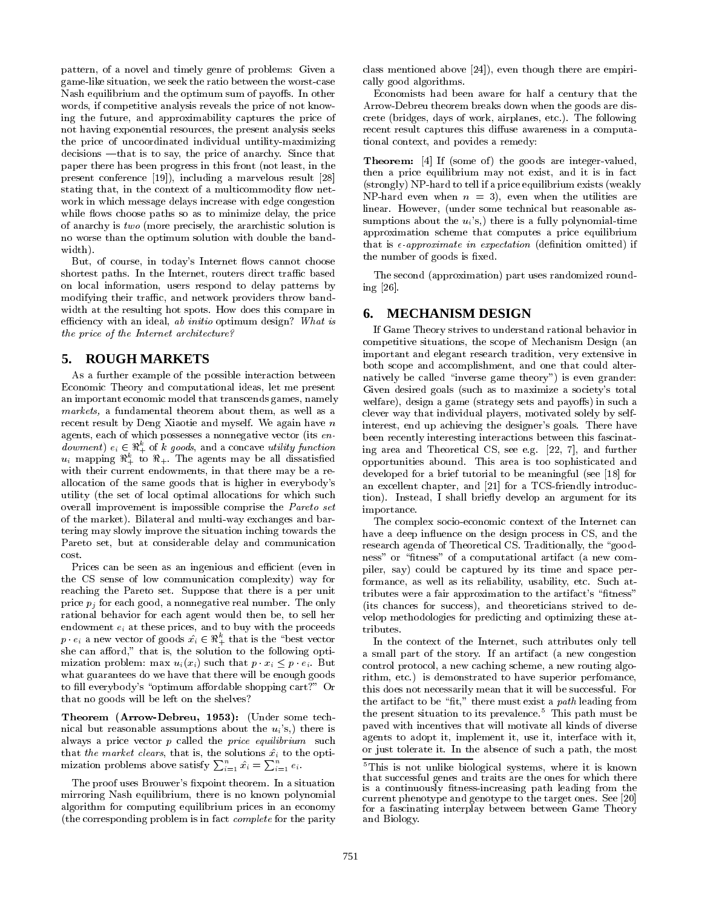pattern, of a novel and timely genre of problems: Given a game-like situation, we seek the ratio between the worst-case Nash equilibrium and the optimum sum of payoffs. In other words, if competitive analysis reveals the price of not knowing the future, and approximability captures the price of not having exponential resources, the present analysis seeks the price of uncoordinated individual utility-maximizing decisions —that is to say, the price of anarchy. Since that paper there has been progress in this front (not least, in the present conference [19]), including a marvelous result [28] stating that, in the context of a multicommodity flow network in which message delays increase with edge congestion while flows choose paths so as to minimize delay, the price of anarchy is *two* (more precisely, the ararchistic solution is no worse than the optimum solution with double the bandwidth).

But, of course, in today's Internet flows cannot choose shortest paths. In the Internet, routers direct traffic based on local information, users respond to delay patterns by modifying their traffic, and network providers throw bandwidth at the resulting hot spots. How does this compare in efficiency with an ideal, *ab initio* optimum design? *What is the price of the Internet architecture?*

## 5. ROUGH MARKETS

As a further example of the possible interaction between Economic Theory and computational ideas, let me present an important economic model that transcends games, namely *markets,* a fundamental theorem about them, as well as a recent result by Deng Xiaotie and myself. We again have $n$ agents, each of which possesses a nonnegative vector (its *endowment*) $e_i \in \Re_+^k$ of $k$ *goods*, and a concave *utility function* $u_i$ mapping $\Re_+^k$ to $\Re_+$. The agents may be all dissatisfied with their current endowments, in that there may be a reallocation of the same goods that is higher in everybody's utility (the set of local optimal allocations for which such overall improvement is impossible comprise the *Pareto set* of the market). Bilateral and multi-way exchanges and bartering may slowly improve the situation inching towards the Pareto set, but at considerable delay and communication cost.

Prices can be seen as an ingenious and efficient (even in the CS sense of low communication complexity) way for reaching the Pareto set. Suppose that there is a per unit price $p_j$ for each good, a nonnegative real number. The only rational behavior for each agent would then be, to sell her endowment $e_i$ at these prices, and to buy with the proceeds $p \cdot e_i$ a new vector of goods $\hat{x_i} \in \Re_+^k$ that is the "best vector she can afford," that is, the solution to the following optimization problem: max $u_i(x_i)$ such that $p \cdot x_i \leq p \cdot e_i$. But what guarantees do we have that there will be enough goods to fill everybody's "optimum affordable shopping cart?" Or that no goods will be left on the shelves?

**Theorem (Arrow-Debreu, 1953):** (Under some technical but reasonable assumptions about the $u_i$'s,) there is always a price vector $p$ called the *price equilibrium* such that *the market clears*, that is, the solutions $\hat{x_i}$ to the optimization problems above satisfy $\sum_{i=1}^n \hat{x_i} = \sum_{i=1}^n e_i$.

The proof uses Brouwer's fixpoint theorem. In a situation mirroring Nash equilibrium, there is no known polynomial algorithm for computing equilibrium prices in an economy (the corresponding problem is in fact *complete* for the parity class mentioned above [24]), even though there are empirically good algorithms.

Economists had been aware for half a century that the Arrow-Debreu theorem breaks down when the goods are discrete (bridges, days of work, airplanes, etc.). The following recent result captures this diffuse awareness in a computational context, and povides a remedy:

**Theorem:** [4] If (some of) the goods are integer-valued, then a price equilibrium may not exist, and it is in fact (strongly) NP-hard to tell if a price equilibrium exists (weakly NP-hard even when $n = 3$), even when the utilities are linear. However, (under some technical but reasonable assumptions about the $u_i$'s,) there is a fully polynomial-time approximation scheme that computes a price equilibrium that is *$\epsilon$-approximate in expectation* (definition omitted) if the number of goods is fixed.

The second (approximation) part uses randomized rounding [26].

## 6. MECHANISM DESIGN

If Game Theory strives to understand rational behavior in competitive situations, the scope of Mechanism Design (an important and elegant research tradition, very extensive in both scope and accomplishment, and one that could alternatively be called "inverse game theory") is even grander: Given desired goals (such as to maximize a society's total welfare), design a game (strategy sets and payoffs) in such a clever way that individual players, motivated solely by self-interest, end up achieving the designer's goals. There have been recently interesting interactions between this fascinating area and Theoretical CS, see e.g. [22, 7], and further opportunities abound. This area is too sophisticated and developed for a brief tutorial to be meaningful (see [18] for an excellent chapter, and [21] for a TCS-friendly introduction). Instead, I shall briefly develop an argument for its importance.

The complex socio-economic context of the Internet can have a deep influence on the design process in CS, and the research agenda of Theoretical CS. Traditionally, the "goodness" or "fitness" of a computational artifact (a new compiler, say) could be captured by its time and space performance, as well as its reliability, usability, etc. Such attributes were a fair approximation to the artifact's "fitness" (its chances for success), and theoreticians strived to develop methodologies for predicting and optimizing these attributes.

In the context of the Internet, such attributes only tell a small part of the story. If an artifact (a new congestion control protocol, a new caching scheme, a new routing algorithm, etc.) is demonstrated to have superior perfomance, this does not necessarily mean that it will be successful. For the artifact to be "fit," there must exist a *path* leading from the present situation to its prevalence.[5] This path must be paved with incentives that will motivate all kinds of diverse agents to adopt it, implement it, use it, interface with it, or just tolerate it. In the absence of such a path, the most

[5] This is not unlike biological systems, where it is known that successful genes and traits are the ones for which there is a continuously fitness-increasing path leading from the current phenotype and genotype to the target ones. See [20] for a fascinating interplay between between Game Theory and Biology.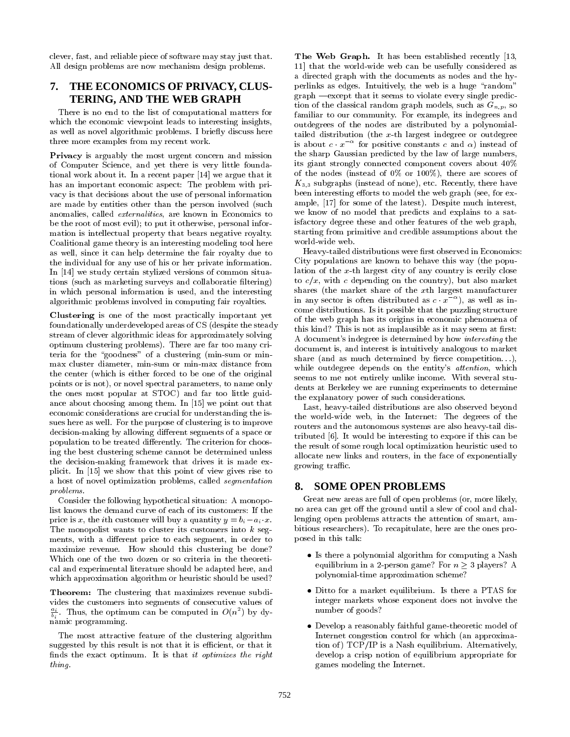clever, fast, and reliable piece of software may stay just that. All design problems are now mechanism design problems.

## 7. THE ECONOMICS OF PRIVACY, CLUSTERING, AND THE WEB GRAPH

There is no end to the list of computational matters for which the economic viewpoint leads to interesting insights, as well as novel algorithmic problems. I briefly discuss here three more examples from my recent work.

**Privacy** is arguably the most urgent concern and mission of Computer Science, and yet there is very little foundational work about it. In a recent paper [14] we argue that it has an important economic aspect: The problem with privacy is that decisions about the use of personal information are made by entities other than the person involved (such anomalies, called *externalities*, are known in Economics to be the root of most evil); to put it otherwise, personal information is intellectual property that bears negative royalty. Coalitional game theory is an interesting modeling tool here as well, since it can help determine the fair royalty due to the individual for any use of his or her private information. In [14] we study certain stylized versions of common situations (such as marketing surveys and collaboratie filtering) in which personal information is used, and the interesting algorithmic problems involved in computing fair royalties.

**Clustering** is one of the most practically important yet foundationally underdeveloped areas of CS (despite the steady stream of clever algorithmic ideas for approximately solving optimum clustering problems). There are far too many criteria for the "goodness" of a clustering (min-sum or min-max cluster diameter, min-sum or min-max distance from the center (which is either forced to be one of the original points or is not), or novel spectral parameters, to name only the ones most popular at STOC) and far too little guidance about choosing among them. In [15] we point out that economic considerations are crucial for understanding the issues here as well. For the purpose of clustering is to improve decision-making by allowing different segments of a space or population to be treated differently. The criterion for choosing the best clustering scheme cannot be determined unless the decision-making framework that drives it is made explicit. In [15] we show that this point of view gives rise to a host of novel optimization problems, called *segmentation problems*.

Consider the following hypothetical situation: A monopolist knows the demand curve of each of its customers: If the price is $x$, the $i$th customer will buy a quantity $y = b_i - a_i \cdot x$. The monopolist wants to cluster its customers into $k$ segments, with a different price to each segment, in order to maximize revenue. How should this clustering be done? Which one of the two dozen or so criteria in the theoretical and experimental literature should be adapted here, and which approximation algorithm or heuristic should be used?

**Theorem:** The clustering that maximizes revenue subdivides the customers into segments of consecutive values of $\frac{a_i}{b_i}$. Thus, the optimum can be computed in $O(n^2)$ by dynamic programming.

The most attractive feature of the clustering algorithm suggested by this result is not that it is efficient, or that it finds the exact optimum. It is that *it optimizes the right thing*.

**The Web Graph.** It has been established recently [13, 11] that the world-wide web can be usefully considered as a directed graph with the documents as nodes and the hyperlinks as edges. Intuitively, the web is a huge "random" graph —except that it seems to violate every single prediction of the classical random graph models, such as $G_{n,p}$, so familiar to our community. For example, its indegrees and outdegrees of the nodes are distributed by a polynomial-tailed distribution (the $x$-th largest indegree or outdegree is about $c \cdot x^{-\alpha}$ for positive constants $c$ and $\alpha$) instead of the sharp Gaussian predicted by the law of large numbers, its giant strongly connected component covers about 40% of the nodes (instead of 0% or 100%), there are scores of $K_{3,3}$ subgraphs (instead of none), etc. Recently, there have been interesting efforts to model the web graph (see, for example, [17] for some of the latest). Despite much interest, we know of no model that predicts and explains to a satisfactory degree these and other features of the web graph, starting from primitive and credible assumptions about the world-wide web.

Heavy-tailed distributions were first observed in Economics: City populations are known to behave this way (the population of the $x$-th largest city of any country is eerily close to $c/x$, with $c$ depending on the country), but also market shares (the market share of the $x$th largest manufacturer in any sector is often distributed as $c \cdot x^{-\alpha}$), as well as income distributions. Is it possible that the puzzling structure of the web graph has its origins in economic phenomena of this kind? This is not as implausible as it may seem at first: A document's indegree is determined by how *interesting* the document is, and interest is intuitively analogous to market share (and as much determined by fierce competition...), while outdegree depends on the entity's *attention*, which seems to me not entirely unlike income. With several students at Berkeley we are running experiments to determine the explanatory power of such considerations.

Last, heavy-tailed distributions are also observed beyond the world-wide web, in the Internet: The degrees of the routers and the autonomous systems are also heavy-tail distributed [6]. It would be interesting to expore if this can be the result of some rough local optimization heuristic used to allocate new links and routers, in the face of exponentially growing traffic.

## 8. SOME OPEN PROBLEMS

Great new areas are full of open problems (or, more likely, no area can get off the ground until a slew of cool and challenging open problems attracts the attention of smart, ambitious researchers). To recapitulate, here are the ones proposed in this talk:

- Is there a polynomial algorithm for computing a Nash equilibrium in a 2-person game? For $n \geq 3$ players? A polynomial-time approximation scheme?
- Ditto for a market equilibrium. Is there a PTAS for integer markets whose exponent does not involve the number of goods?
- Develop a reasonably faithful game-theoretic model of Internet congestion control for which (an approximation of) TCP/IP is a Nash equilibrium. Alternatively, develop a crisp notion of equilibrium appropriate for games modeling the Internet.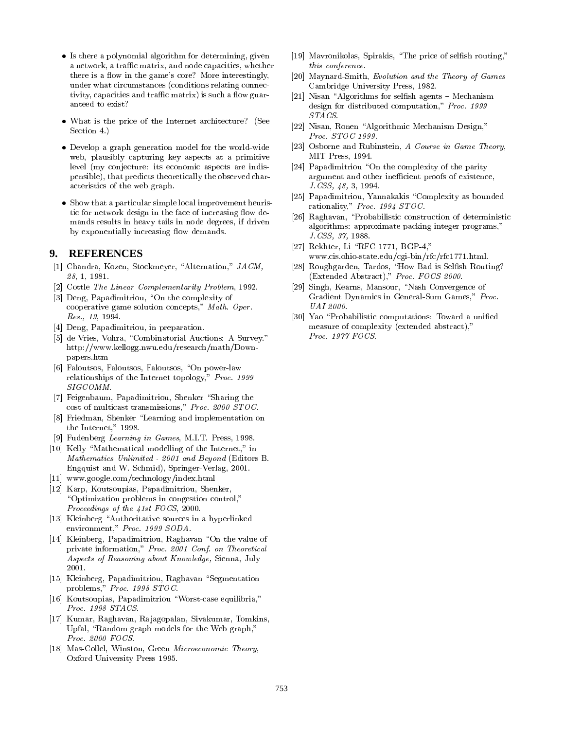- Is there a polynomial algorithm for determining, given a network, a traffic matrix, and node capacities, whether there is a flow in the game's core? More interestingly, under what circumstances (conditions relating connectivity, capacities and traffic matrix) is such a flow guaranteed to exist?

- What is the price of the Internet architecture? (See Section 4.)

- Develop a graph generation model for the world-wide web, plausibly capturing key aspects at a primitive level (my conjecture: its economic aspects are indispensible), that predicts theoretically the observed characteristics of the web graph.

- Show that a particular simple local improvement heuristic for network design in the face of increasing flow demands results in heavy tails in node degrees, if driven by exponentially increasing flow demands.

## 9. REFERENCES

[1] Chandra, Kozen, Stockmeyer, "Alternation," *JACM, 28*, 1, 1981.

[2] Cottle *The Linear Complementarity Problem*, 1992.

[3] Deng, Papadimitriou, "On the complexity of cooperative game solution concepts," *Math. Oper. Res., 19*, 1994.

[4] Deng, Papadimitriou, in preparation.

[5] de Vries, Vohra, "Combinatorial Auctions: A Survey." http://www.kellogg.nwu.edu/research/math/Downpapers.htm

[6] Faloutsos, Faloutsos, Faloutsos, "On power-law relationships of the Internet topology," *Proc. 1999 SIGCOMM.*

[7] Feigenbaum, Papadimitriou, Shenker "Sharing the cost of multicast transmissions," *Proc. 2000 STOC.*

[8] Friedman, Shenker "Learning and implementation on the Internet," 1998.

[9] Fudenberg *Learning in Games*, M.I.T. Press, 1998.

[10] Kelly "Mathematical modelling of the Internet," in *Mathematics Unlimited - 2001 and Beyond* (Editors B. Engquist and W. Schmid), Springer-Verlag, 2001.

[11] www.google.com/technology/index.html

[12] Karp, Koutsoupias, Papadimitriou, Shenker, "Optimization problems in congestion control," *Proceedings of the 41st FOCS*, 2000.

[13] Kleinberg "Authoritative sources in a hyperlinked environment," *Proc. 1999 SODA.*

[14] Kleinberg, Papadimitriou, Raghavan "On the value of private information," *Proc. 2001 Conf. on Theoretical Aspects of Reasoning about Knowledge,* Sienna, July 2001.

[15] Kleinberg, Papadimitriou, Raghavan "Segmentation problems," *Proc. 1998 STOC.*

[16] Koutsoupias, Papadimitriou "Worst-case equilibria," *Proc. 1998 STACS.*

[17] Kumar, Raghavan, Rajagopalan, Sivakumar, Tomkins, Upfal, "Random graph models for the Web graph," *Proc. 2000 FOCS.*

[18] Mas-Collel, Winston, Green *Microeconomic Theory*, Oxford University Press 1995.

[19] Mavronikolas, Spirakis, "The price of selfish routing," *this conference.*

[20] Maynard-Smith, *Evolution and the Theory of Games* Cambridge University Press, 1982.

[21] Nisan "Algorithms for selfish agents – Mechanism design for distributed computation," *Proc. 1999 STACS.*

[22] Nisan, Ronen "Algorithmic Mechanism Design," *Proc. STOC 1999.*

[23] Osborne and Rubinstein, *A Course in Game Theory*, MIT Press, 1994.

[24] Papadimitriou "On the complexity of the parity argument and other inefficient proofs of existence, *J.CSS, 48*, 3, 1994.

[25] Papadimitriou, Yannakakis "Complexity as bounded rationality," *Proc. 1994 STOC.*

[26] Raghavan, "Probabilistic construction of deterministic algorithms: approximate packing integer programs," *J.CSS, 37,* 1988.

[27] Rekhter, Li "RFC 1771, BGP-4," www.cis.ohio-state.edu/cgi-bin/rfc/rfc1771.html.

[28] Roughgarden, Tardos, "How Bad is Selfish Routing? (Extended Abstract)," *Proc. FOCS 2000.*

[29] Singh, Kearns, Mansour, "Nash Convergence of Gradient Dynamics in General-Sum Games," *Proc. UAI 2000.*

[30] Yao "Probabilistic computations: Toward a unified measure of complexity (extended abstract)," *Proc. 1977 FOCS.*